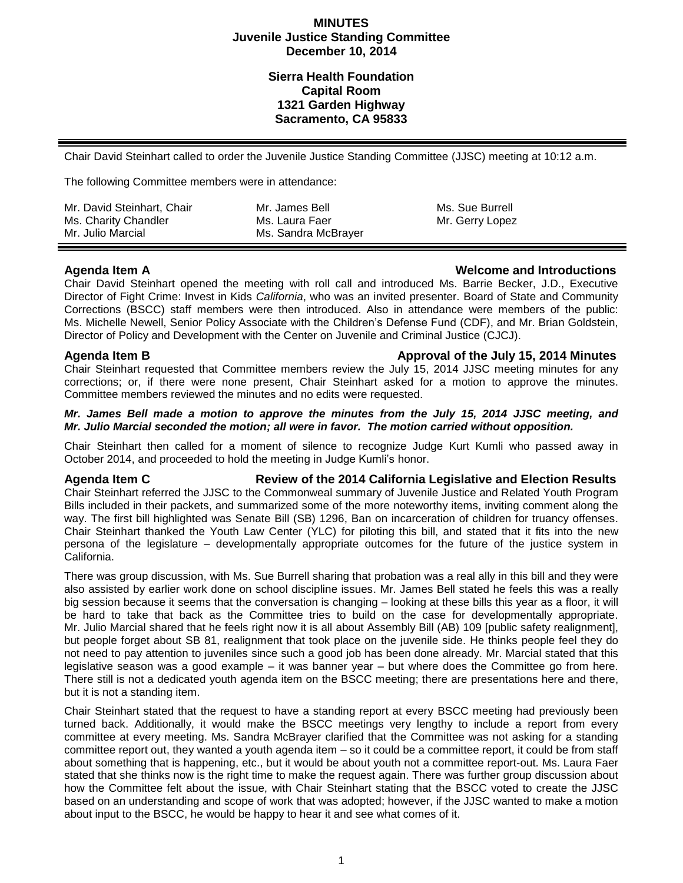# MINUTES
## Juvenile Justice Standing Committee
## December 10, 2014

**Sierra Health Foundation**
**Capital Room**
**1321 Garden Highway**
**Sacramento, CA 95833**

---

Chair David Steinhart called to order the Juvenile Justice Standing Committee (JJSC) meeting at 10:12 a.m.

The following Committee members were in attendance:

| | | |
|---|---|---|
| Mr. David Steinhart, Chair | Mr. James Bell | Ms. Sue Burrell |
| Ms. Charity Chandler | Ms. Laura Faer | Mr. Gerry Lopez |
| Mr. Julio Marcial | Ms. Sandra McBrayer | |

---

### Agenda Item A — Welcome and Introductions

Chair David Steinhart opened the meeting with roll call and introduced Ms. Barrie Becker, J.D., Executive Director of Fight Crime: Invest in Kids *California*, who was an invited presenter. Board of State and Community Corrections (BSCC) staff members were then introduced. Also in attendance were members of the public: Ms. Michelle Newell, Senior Policy Associate with the Children's Defense Fund (CDF), and Mr. Brian Goldstein, Director of Policy and Development with the Center on Juvenile and Criminal Justice (CJCJ).

### Agenda Item B — Approval of the July 15, 2014 Minutes

Chair Steinhart requested that Committee members review the July 15, 2014 JJSC meeting minutes for any corrections; or, if there were none present, Chair Steinhart asked for a motion to approve the minutes. Committee members reviewed the minutes and no edits were requested.

***Mr. James Bell made a motion to approve the minutes from the July 15, 2014 JJSC meeting, and Mr. Julio Marcial seconded the motion; all were in favor. The motion carried without opposition.***

Chair Steinhart then called for a moment of silence to recognize Judge Kurt Kumli who passed away in October 2014, and proceeded to hold the meeting in Judge Kumli's honor.

### Agenda Item C — Review of the 2014 California Legislative and Election Results

Chair Steinhart referred the JJSC to the Commonweal summary of Juvenile Justice and Related Youth Program Bills included in their packets, and summarized some of the more noteworthy items, inviting comment along the way. The first bill highlighted was Senate Bill (SB) 1296, Ban on incarceration of children for truancy offenses. Chair Steinhart thanked the Youth Law Center (YLC) for piloting this bill, and stated that it fits into the new persona of the legislature – developmentally appropriate outcomes for the future of the justice system in California.

There was group discussion, with Ms. Sue Burrell sharing that probation was a real ally in this bill and they were also assisted by earlier work done on school discipline issues. Mr. James Bell stated he feels this was a really big session because it seems that the conversation is changing – looking at these bills this year as a floor, it will be hard to take that back as the Committee tries to build on the case for developmentally appropriate. Mr. Julio Marcial shared that he feels right now it is all about Assembly Bill (AB) 109 [public safety realignment], but people forget about SB 81, realignment that took place on the juvenile side. He thinks people feel they do not need to pay attention to juveniles since such a good job has been done already. Mr. Marcial stated that this legislative season was a good example – it was banner year – but where does the Committee go from here. There still is not a dedicated youth agenda item on the BSCC meeting; there are presentations here and there, but it is not a standing item.

Chair Steinhart stated that the request to have a standing report at every BSCC meeting had previously been turned back. Additionally, it would make the BSCC meetings very lengthy to include a report from every committee at every meeting. Ms. Sandra McBrayer clarified that the Committee was not asking for a standing committee report out, they wanted a youth agenda item – so it could be a committee report, it could be from staff about something that is happening, etc., but it would be about youth not a committee report-out. Ms. Laura Faer stated that she thinks now is the right time to make the request again. There was further group discussion about how the Committee felt about the issue, with Chair Steinhart stating that the BSCC voted to create the JJSC based on an understanding and scope of work that was adopted; however, if the JJSC wanted to make a motion about input to the BSCC, he would be happy to hear it and see what comes of it.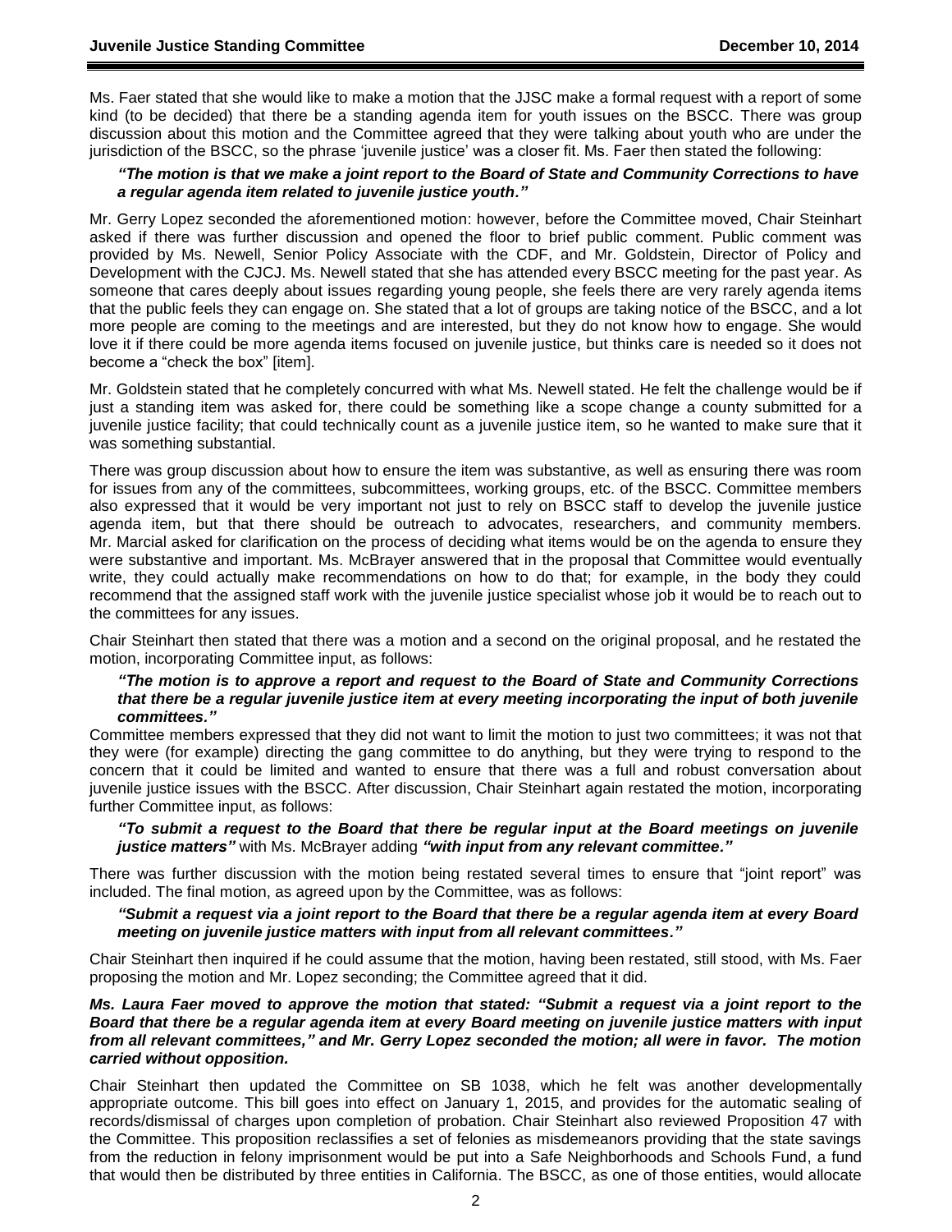Ms. Faer stated that she would like to make a motion that the JJSC make a formal request with a report of some kind (to be decided) that there be a standing agenda item for youth issues on the BSCC. There was group discussion about this motion and the Committee agreed that they were talking about youth who are under the jurisdiction of the BSCC, so the phrase 'juvenile justice' was a closer fit. Ms. Faer then stated the following:

> ***"The motion is that we make a joint report to the Board of State and Community Corrections to have a regular agenda item related to juvenile justice youth."***

Mr. Gerry Lopez seconded the aforementioned motion: however, before the Committee moved, Chair Steinhart asked if there was further discussion and opened the floor to brief public comment. Public comment was provided by Ms. Newell, Senior Policy Associate with the CDF, and Mr. Goldstein, Director of Policy and Development with the CJCJ. Ms. Newell stated that she has attended every BSCC meeting for the past year. As someone that cares deeply about issues regarding young people, she feels there are very rarely agenda items that the public feels they can engage on. She stated that a lot of groups are taking notice of the BSCC, and a lot more people are coming to the meetings and are interested, but they do not know how to engage. She would love it if there could be more agenda items focused on juvenile justice, but thinks care is needed so it does not become a "check the box" [item].

Mr. Goldstein stated that he completely concurred with what Ms. Newell stated. He felt the challenge would be if just a standing item was asked for, there could be something like a scope change a county submitted for a juvenile justice facility; that could technically count as a juvenile justice item, so he wanted to make sure that it was something substantial.

There was group discussion about how to ensure the item was substantive, as well as ensuring there was room for issues from any of the committees, subcommittees, working groups, etc. of the BSCC. Committee members also expressed that it would be very important not just to rely on BSCC staff to develop the juvenile justice agenda item, but that there should be outreach to advocates, researchers, and community members. Mr. Marcial asked for clarification on the process of deciding what items would be on the agenda to ensure they were substantive and important. Ms. McBrayer answered that in the proposal that Committee would eventually write, they could actually make recommendations on how to do that; for example, in the body they could recommend that the assigned staff work with the juvenile justice specialist whose job it would be to reach out to the committees for any issues.

Chair Steinhart then stated that there was a motion and a second on the original proposal, and he restated the motion, incorporating Committee input, as follows:

> ***"The motion is to approve a report and request to the Board of State and Community Corrections that there be a regular juvenile justice item at every meeting incorporating the input of both juvenile committees."***

Committee members expressed that they did not want to limit the motion to just two committees; it was not that they were (for example) directing the gang committee to do anything, but they were trying to respond to the concern that it could be limited and wanted to ensure that there was a full and robust conversation about juvenile justice issues with the BSCC. After discussion, Chair Steinhart again restated the motion, incorporating further Committee input, as follows:

> ***"To submit a request to the Board that there be regular input at the Board meetings on juvenile justice matters"*** with Ms. McBrayer adding ***"with input from any relevant committee."***

There was further discussion with the motion being restated several times to ensure that "joint report" was included. The final motion, as agreed upon by the Committee, was as follows:

> ***"Submit a request via a joint report to the Board that there be a regular agenda item at every Board meeting on juvenile justice matters with input from all relevant committees."***

Chair Steinhart then inquired if he could assume that the motion, having been restated, still stood, with Ms. Faer proposing the motion and Mr. Lopez seconding; the Committee agreed that it did.

***Ms. Laura Faer moved to approve the motion that stated: "Submit a request via a joint report to the Board that there be a regular agenda item at every Board meeting on juvenile justice matters with input from all relevant committees," and Mr. Gerry Lopez seconded the motion; all were in favor. The motion carried without opposition.***

Chair Steinhart then updated the Committee on SB 1038, which he felt was another developmentally appropriate outcome. This bill goes into effect on January 1, 2015, and provides for the automatic sealing of records/dismissal of charges upon completion of probation. Chair Steinhart also reviewed Proposition 47 with the Committee. This proposition reclassifies a set of felonies as misdemeanors providing that the state savings from the reduction in felony imprisonment would be put into a Safe Neighborhoods and Schools Fund, a fund that would then be distributed by three entities in California. The BSCC, as one of those entities, would allocate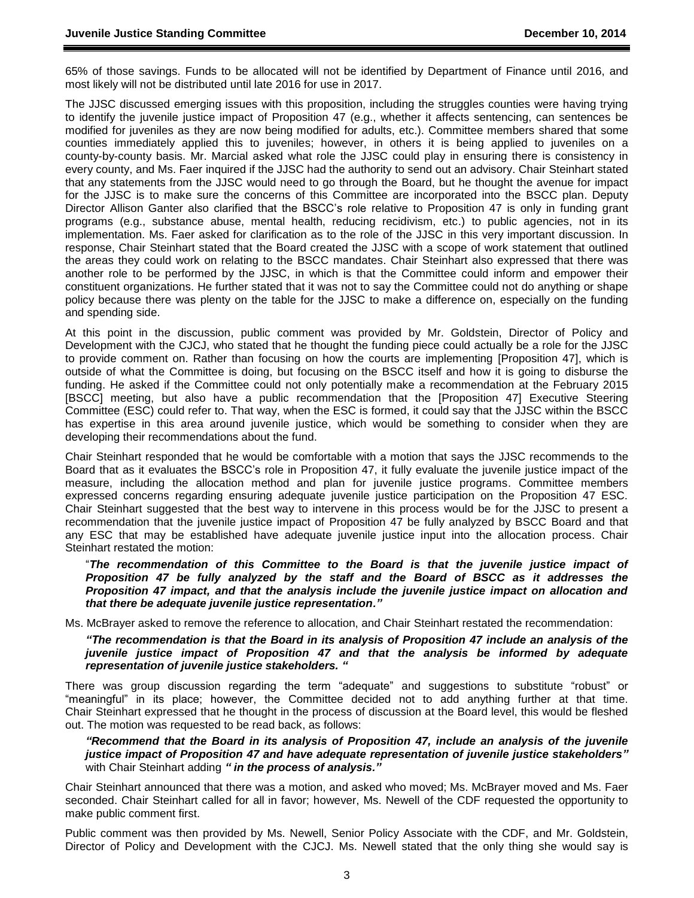65% of those savings. Funds to be allocated will not be identified by Department of Finance until 2016, and most likely will not be distributed until late 2016 for use in 2017.

The JJSC discussed emerging issues with this proposition, including the struggles counties were having trying to identify the juvenile justice impact of Proposition 47 (e.g., whether it affects sentencing, can sentences be modified for juveniles as they are now being modified for adults, etc.). Committee members shared that some counties immediately applied this to juveniles; however, in others it is being applied to juveniles on a county-by-county basis. Mr. Marcial asked what role the JJSC could play in ensuring there is consistency in every county, and Ms. Faer inquired if the JJSC had the authority to send out an advisory. Chair Steinhart stated that any statements from the JJSC would need to go through the Board, but he thought the avenue for impact for the JJSC is to make sure the concerns of this Committee are incorporated into the BSCC plan. Deputy Director Allison Ganter also clarified that the BSCC's role relative to Proposition 47 is only in funding grant programs (e.g., substance abuse, mental health, reducing recidivism, etc.) to public agencies, not in its implementation. Ms. Faer asked for clarification as to the role of the JJSC in this very important discussion. In response, Chair Steinhart stated that the Board created the JJSC with a scope of work statement that outlined the areas they could work on relating to the BSCC mandates. Chair Steinhart also expressed that there was another role to be performed by the JJSC, in which is that the Committee could inform and empower their constituent organizations. He further stated that it was not to say the Committee could not do anything or shape policy because there was plenty on the table for the JJSC to make a difference on, especially on the funding and spending side.

At this point in the discussion, public comment was provided by Mr. Goldstein, Director of Policy and Development with the CJCJ, who stated that he thought the funding piece could actually be a role for the JJSC to provide comment on. Rather than focusing on how the courts are implementing [Proposition 47], which is outside of what the Committee is doing, but focusing on the BSCC itself and how it is going to disburse the funding. He asked if the Committee could not only potentially make a recommendation at the February 2015 [BSCC] meeting, but also have a public recommendation that the [Proposition 47] Executive Steering Committee (ESC) could refer to. That way, when the ESC is formed, it could say that the JJSC within the BSCC has expertise in this area around juvenile justice, which would be something to consider when they are developing their recommendations about the fund.

Chair Steinhart responded that he would be comfortable with a motion that says the JJSC recommends to the Board that as it evaluates the BSCC's role in Proposition 47, it fully evaluate the juvenile justice impact of the measure, including the allocation method and plan for juvenile justice programs. Committee members expressed concerns regarding ensuring adequate juvenile justice participation on the Proposition 47 ESC. Chair Steinhart suggested that the best way to intervene in this process would be for the JJSC to present a recommendation that the juvenile justice impact of Proposition 47 be fully analyzed by BSCC Board and that any ESC that may be established have adequate juvenile justice input into the allocation process. Chair Steinhart restated the motion:

> "***The recommendation of this Committee to the Board is that the juvenile justice impact of Proposition 47 be fully analyzed by the staff and the Board of BSCC as it addresses the Proposition 47 impact, and that the analysis include the juvenile justice impact on allocation and that there be adequate juvenile justice representation."***

Ms. McBrayer asked to remove the reference to allocation, and Chair Steinhart restated the recommendation:

> ***"The recommendation is that the Board in its analysis of Proposition 47 include an analysis of the juvenile justice impact of Proposition 47 and that the analysis be informed by adequate representation of juvenile justice stakeholders. "***

There was group discussion regarding the term "adequate" and suggestions to substitute "robust" or "meaningful" in its place; however, the Committee decided not to add anything further at that time. Chair Steinhart expressed that he thought in the process of discussion at the Board level, this would be fleshed out. The motion was requested to be read back, as follows:

> ***"Recommend that the Board in its analysis of Proposition 47, include an analysis of the juvenile justice impact of Proposition 47 and have adequate representation of juvenile justice stakeholders"*** with Chair Steinhart adding ***" in the process of analysis."***

Chair Steinhart announced that there was a motion, and asked who moved; Ms. McBrayer moved and Ms. Faer seconded. Chair Steinhart called for all in favor; however, Ms. Newell of the CDF requested the opportunity to make public comment first.

Public comment was then provided by Ms. Newell, Senior Policy Associate with the CDF, and Mr. Goldstein, Director of Policy and Development with the CJCJ. Ms. Newell stated that the only thing she would say is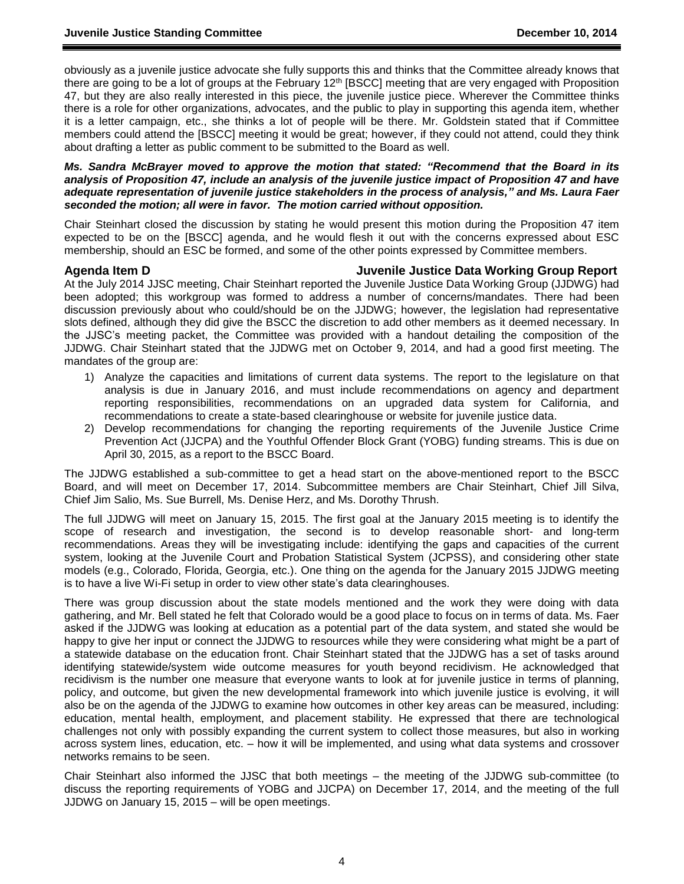obviously as a juvenile justice advocate she fully supports this and thinks that the Committee already knows that there are going to be a lot of groups at the February 12th [BSCC] meeting that are very engaged with Proposition 47, but they are also really interested in this piece, the juvenile justice piece. Wherever the Committee thinks there is a role for other organizations, advocates, and the public to play in supporting this agenda item, whether it is a letter campaign, etc., she thinks a lot of people will be there. Mr. Goldstein stated that if Committee members could attend the [BSCC] meeting it would be great; however, if they could not attend, could they think about drafting a letter as public comment to be submitted to the Board as well.

***Ms. Sandra McBrayer moved to approve the motion that stated: "Recommend that the Board in its analysis of Proposition 47, include an analysis of the juvenile justice impact of Proposition 47 and have adequate representation of juvenile justice stakeholders in the process of analysis," and Ms. Laura Faer seconded the motion; all were in favor. The motion carried without opposition.***

Chair Steinhart closed the discussion by stating he would present this motion during the Proposition 47 item expected to be on the [BSCC] agenda, and he would flesh it out with the concerns expressed about ESC membership, should an ESC be formed, and some of the other points expressed by Committee members.

## Agenda Item D — Juvenile Justice Data Working Group Report

At the July 2014 JJSC meeting, Chair Steinhart reported the Juvenile Justice Data Working Group (JJDWG) had been adopted; this workgroup was formed to address a number of concerns/mandates. There had been discussion previously about who could/should be on the JJDWG; however, the legislation had representative slots defined, although they did give the BSCC the discretion to add other members as it deemed necessary. In the JJSC's meeting packet, the Committee was provided with a handout detailing the composition of the JJDWG. Chair Steinhart stated that the JJDWG met on October 9, 2014, and had a good first meeting. The mandates of the group are:

1) Analyze the capacities and limitations of current data systems. The report to the legislature on that analysis is due in January 2016, and must include recommendations on agency and department reporting responsibilities, recommendations on an upgraded data system for California, and recommendations to create a state-based clearinghouse or website for juvenile justice data.
2) Develop recommendations for changing the reporting requirements of the Juvenile Justice Crime Prevention Act (JJCPA) and the Youthful Offender Block Grant (YOBG) funding streams. This is due on April 30, 2015, as a report to the BSCC Board.

The JJDWG established a sub-committee to get a head start on the above-mentioned report to the BSCC Board, and will meet on December 17, 2014. Subcommittee members are Chair Steinhart, Chief Jill Silva, Chief Jim Salio, Ms. Sue Burrell, Ms. Denise Herz, and Ms. Dorothy Thrush.

The full JJDWG will meet on January 15, 2015. The first goal at the January 2015 meeting is to identify the scope of research and investigation, the second is to develop reasonable short- and long-term recommendations. Areas they will be investigating include: identifying the gaps and capacities of the current system, looking at the Juvenile Court and Probation Statistical System (JCPSS), and considering other state models (e.g., Colorado, Florida, Georgia, etc.). One thing on the agenda for the January 2015 JJDWG meeting is to have a live Wi-Fi setup in order to view other state's data clearinghouses.

There was group discussion about the state models mentioned and the work they were doing with data gathering, and Mr. Bell stated he felt that Colorado would be a good place to focus on in terms of data. Ms. Faer asked if the JJDWG was looking at education as a potential part of the data system, and stated she would be happy to give her input or connect the JJDWG to resources while they were considering what might be a part of a statewide database on the education front. Chair Steinhart stated that the JJDWG has a set of tasks around identifying statewide/system wide outcome measures for youth beyond recidivism. He acknowledged that recidivism is the number one measure that everyone wants to look at for juvenile justice in terms of planning, policy, and outcome, but given the new developmental framework into which juvenile justice is evolving, it will also be on the agenda of the JJDWG to examine how outcomes in other key areas can be measured, including: education, mental health, employment, and placement stability. He expressed that there are technological challenges not only with possibly expanding the current system to collect those measures, but also in working across system lines, education, etc. – how it will be implemented, and using what data systems and crossover networks remains to be seen.

Chair Steinhart also informed the JJSC that both meetings – the meeting of the JJDWG sub-committee (to discuss the reporting requirements of YOBG and JJCPA) on December 17, 2014, and the meeting of the full JJDWG on January 15, 2015 – will be open meetings.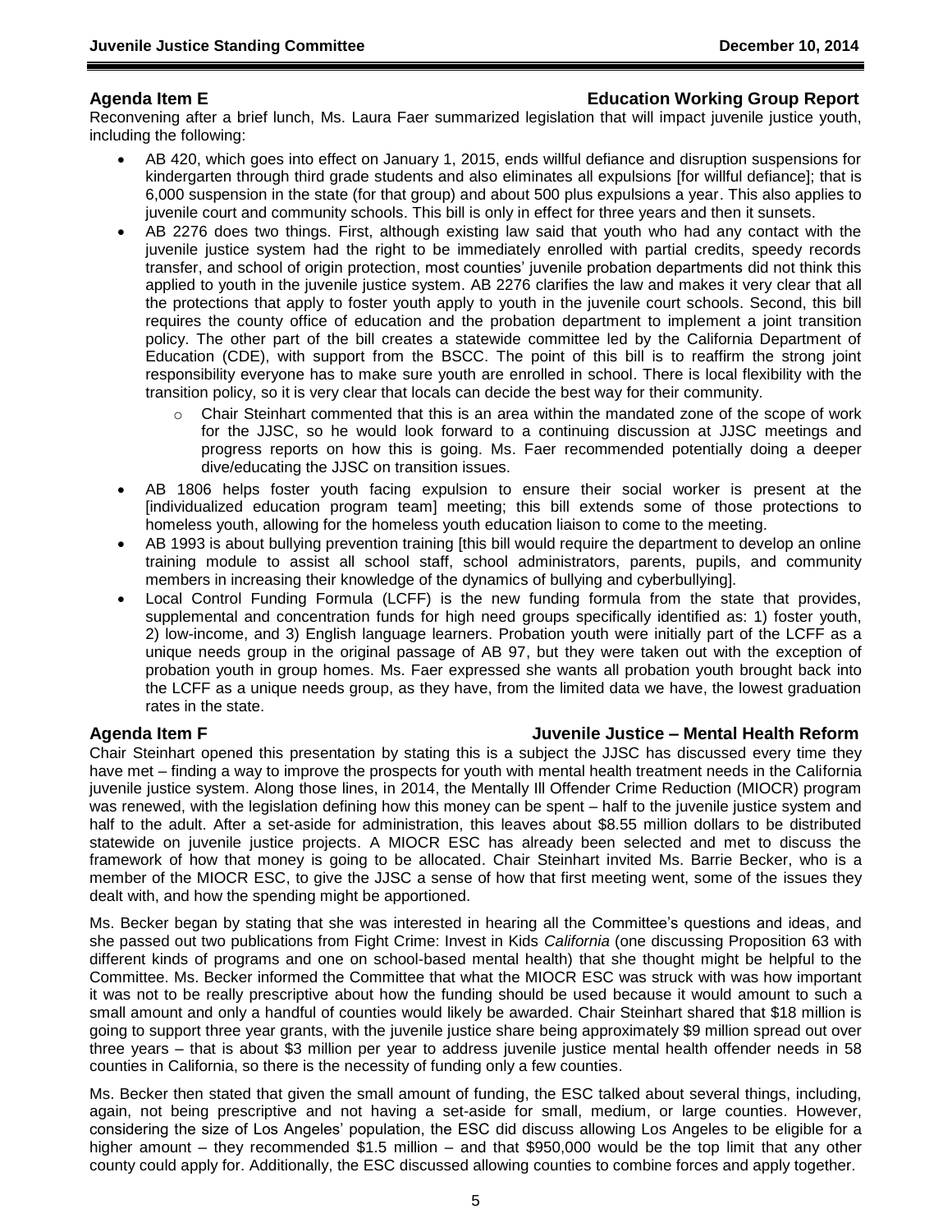## Agenda Item E — Education Working Group Report

Reconvening after a brief lunch, Ms. Laura Faer summarized legislation that will impact juvenile justice youth, including the following:

- AB 420, which goes into effect on January 1, 2015, ends willful defiance and disruption suspensions for kindergarten through third grade students and also eliminates all expulsions [for willful defiance]; that is 6,000 suspension in the state (for that group) and about 500 plus expulsions a year. This also applies to juvenile court and community schools. This bill is only in effect for three years and then it sunsets.
- AB 2276 does two things. First, although existing law said that youth who had any contact with the juvenile justice system had the right to be immediately enrolled with partial credits, speedy records transfer, and school of origin protection, most counties' juvenile probation departments did not think this applied to youth in the juvenile justice system. AB 2276 clarifies the law and makes it very clear that all the protections that apply to foster youth apply to youth in the juvenile court schools. Second, this bill requires the county office of education and the probation department to implement a joint transition policy. The other part of the bill creates a statewide committee led by the California Department of Education (CDE), with support from the BSCC. The point of this bill is to reaffirm the strong joint responsibility everyone has to make sure youth are enrolled in school. There is local flexibility with the transition policy, so it is very clear that locals can decide the best way for their community.
    - Chair Steinhart commented that this is an area within the mandated zone of the scope of work for the JJSC, so he would look forward to a continuing discussion at JJSC meetings and progress reports on how this is going. Ms. Faer recommended potentially doing a deeper dive/educating the JJSC on transition issues.
- AB 1806 helps foster youth facing expulsion to ensure their social worker is present at the [individualized education program team] meeting; this bill extends some of those protections to homeless youth, allowing for the homeless youth education liaison to come to the meeting.
- AB 1993 is about bullying prevention training [this bill would require the department to develop an online training module to assist all school staff, school administrators, parents, pupils, and community members in increasing their knowledge of the dynamics of bullying and cyberbullying].
- Local Control Funding Formula (LCFF) is the new funding formula from the state that provides, supplemental and concentration funds for high need groups specifically identified as: 1) foster youth, 2) low-income, and 3) English language learners. Probation youth were initially part of the LCFF as a unique needs group in the original passage of AB 97, but they were taken out with the exception of probation youth in group homes. Ms. Faer expressed she wants all probation youth brought back into the LCFF as a unique needs group, as they have, from the limited data we have, the lowest graduation rates in the state.

## Agenda Item F — Juvenile Justice – Mental Health Reform

Chair Steinhart opened this presentation by stating this is a subject the JJSC has discussed every time they have met – finding a way to improve the prospects for youth with mental health treatment needs in the California juvenile justice system. Along those lines, in 2014, the Mentally Ill Offender Crime Reduction (MIOCR) program was renewed, with the legislation defining how this money can be spent – half to the juvenile justice system and half to the adult. After a set-aside for administration, this leaves about $8.55 million dollars to be distributed statewide on juvenile justice projects. A MIOCR ESC has already been selected and met to discuss the framework of how that money is going to be allocated. Chair Steinhart invited Ms. Barrie Becker, who is a member of the MIOCR ESC, to give the JJSC a sense of how that first meeting went, some of the issues they dealt with, and how the spending might be apportioned.

Ms. Becker began by stating that she was interested in hearing all the Committee's questions and ideas, and she passed out two publications from Fight Crime: Invest in Kids *California* (one discussing Proposition 63 with different kinds of programs and one on school-based mental health) that she thought might be helpful to the Committee. Ms. Becker informed the Committee that what the MIOCR ESC was struck with was how important it was not to be really prescriptive about how the funding should be used because it would amount to such a small amount and only a handful of counties would likely be awarded. Chair Steinhart shared that $18 million is going to support three year grants, with the juvenile justice share being approximately $9 million spread out over three years – that is about $3 million per year to address juvenile justice mental health offender needs in 58 counties in California, so there is the necessity of funding only a few counties.

Ms. Becker then stated that given the small amount of funding, the ESC talked about several things, including, again, not being prescriptive and not having a set-aside for small, medium, or large counties. However, considering the size of Los Angeles' population, the ESC did discuss allowing Los Angeles to be eligible for a higher amount – they recommended $1.5 million – and that $950,000 would be the top limit that any other county could apply for. Additionally, the ESC discussed allowing counties to combine forces and apply together.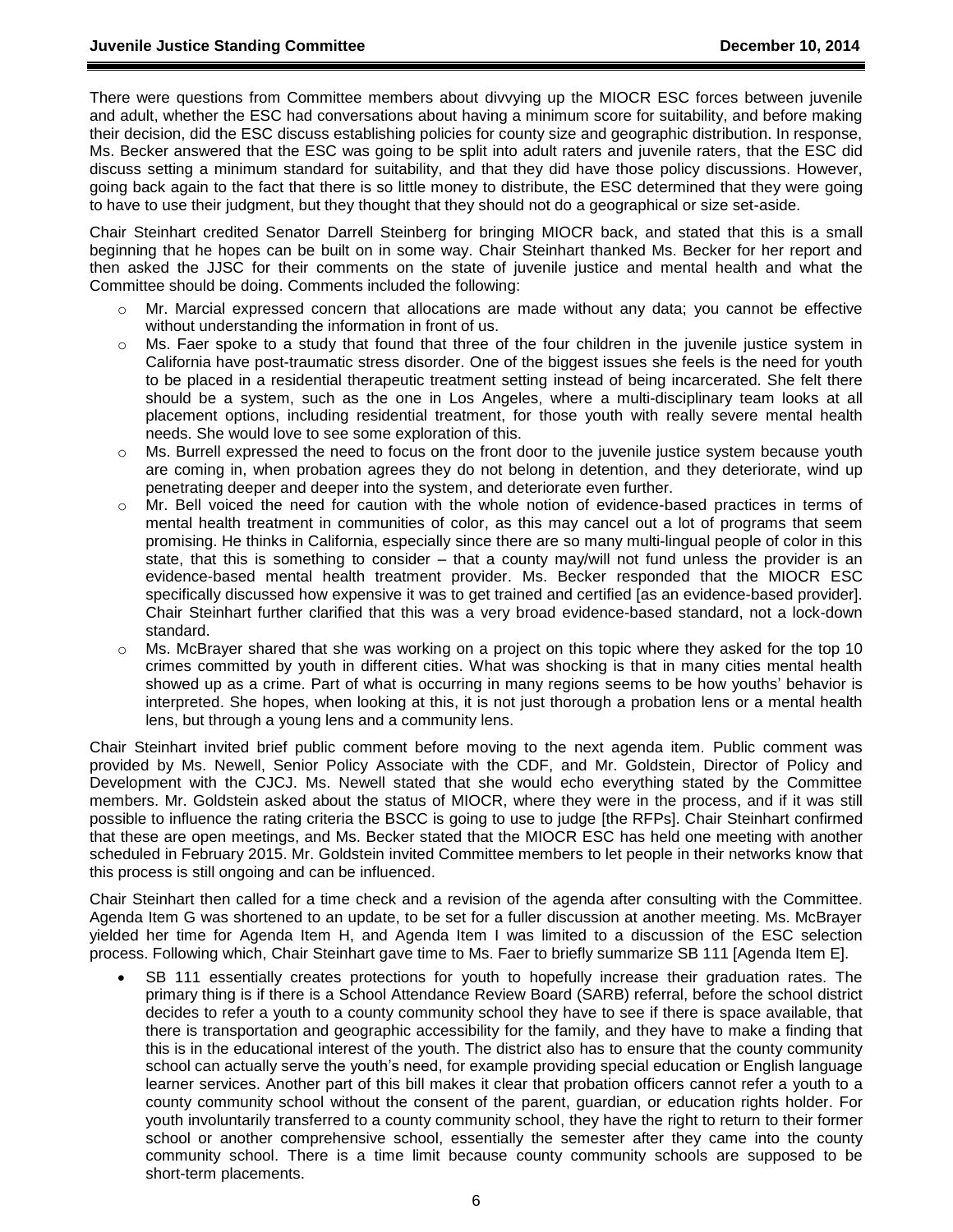There were questions from Committee members about divvying up the MIOCR ESC forces between juvenile and adult, whether the ESC had conversations about having a minimum score for suitability, and before making their decision, did the ESC discuss establishing policies for county size and geographic distribution. In response, Ms. Becker answered that the ESC was going to be split into adult raters and juvenile raters, that the ESC did discuss setting a minimum standard for suitability, and that they did have those policy discussions. However, going back again to the fact that there is so little money to distribute, the ESC determined that they were going to have to use their judgment, but they thought that they should not do a geographical or size set-aside.

Chair Steinhart credited Senator Darrell Steinberg for bringing MIOCR back, and stated that this is a small beginning that he hopes can be built on in some way. Chair Steinhart thanked Ms. Becker for her report and then asked the JJSC for their comments on the state of juvenile justice and mental health and what the Committee should be doing. Comments included the following:

- Mr. Marcial expressed concern that allocations are made without any data; you cannot be effective without understanding the information in front of us.
- Ms. Faer spoke to a study that found that three of the four children in the juvenile justice system in California have post-traumatic stress disorder. One of the biggest issues she feels is the need for youth to be placed in a residential therapeutic treatment setting instead of being incarcerated. She felt there should be a system, such as the one in Los Angeles, where a multi-disciplinary team looks at all placement options, including residential treatment, for those youth with really severe mental health needs. She would love to see some exploration of this.
- Ms. Burrell expressed the need to focus on the front door to the juvenile justice system because youth are coming in, when probation agrees they do not belong in detention, and they deteriorate, wind up penetrating deeper and deeper into the system, and deteriorate even further.
- Mr. Bell voiced the need for caution with the whole notion of evidence-based practices in terms of mental health treatment in communities of color, as this may cancel out a lot of programs that seem promising. He thinks in California, especially since there are so many multi-lingual people of color in this state, that this is something to consider – that a county may/will not fund unless the provider is an evidence-based mental health treatment provider. Ms. Becker responded that the MIOCR ESC specifically discussed how expensive it was to get trained and certified [as an evidence-based provider]. Chair Steinhart further clarified that this was a very broad evidence-based standard, not a lock-down standard.
- Ms. McBrayer shared that she was working on a project on this topic where they asked for the top 10 crimes committed by youth in different cities. What was shocking is that in many cities mental health showed up as a crime. Part of what is occurring in many regions seems to be how youths' behavior is interpreted. She hopes, when looking at this, it is not just thorough a probation lens or a mental health lens, but through a young lens and a community lens.

Chair Steinhart invited brief public comment before moving to the next agenda item. Public comment was provided by Ms. Newell, Senior Policy Associate with the CDF, and Mr. Goldstein, Director of Policy and Development with the CJCJ. Ms. Newell stated that she would echo everything stated by the Committee members. Mr. Goldstein asked about the status of MIOCR, where they were in the process, and if it was still possible to influence the rating criteria the BSCC is going to use to judge [the RFPs]. Chair Steinhart confirmed that these are open meetings, and Ms. Becker stated that the MIOCR ESC has held one meeting with another scheduled in February 2015. Mr. Goldstein invited Committee members to let people in their networks know that this process is still ongoing and can be influenced.

Chair Steinhart then called for a time check and a revision of the agenda after consulting with the Committee. Agenda Item G was shortened to an update, to be set for a fuller discussion at another meeting. Ms. McBrayer yielded her time for Agenda Item H, and Agenda Item I was limited to a discussion of the ESC selection process. Following which, Chair Steinhart gave time to Ms. Faer to briefly summarize SB 111 [Agenda Item E].

- SB 111 essentially creates protections for youth to hopefully increase their graduation rates. The primary thing is if there is a School Attendance Review Board (SARB) referral, before the school district decides to refer a youth to a county community school they have to see if there is space available, that there is transportation and geographic accessibility for the family, and they have to make a finding that this is in the educational interest of the youth. The district also has to ensure that the county community school can actually serve the youth's need, for example providing special education or English language learner services. Another part of this bill makes it clear that probation officers cannot refer a youth to a county community school without the consent of the parent, guardian, or education rights holder. For youth involuntarily transferred to a county community school, they have the right to return to their former school or another comprehensive school, essentially the semester after they came into the county community school. There is a time limit because county community schools are supposed to be short-term placements.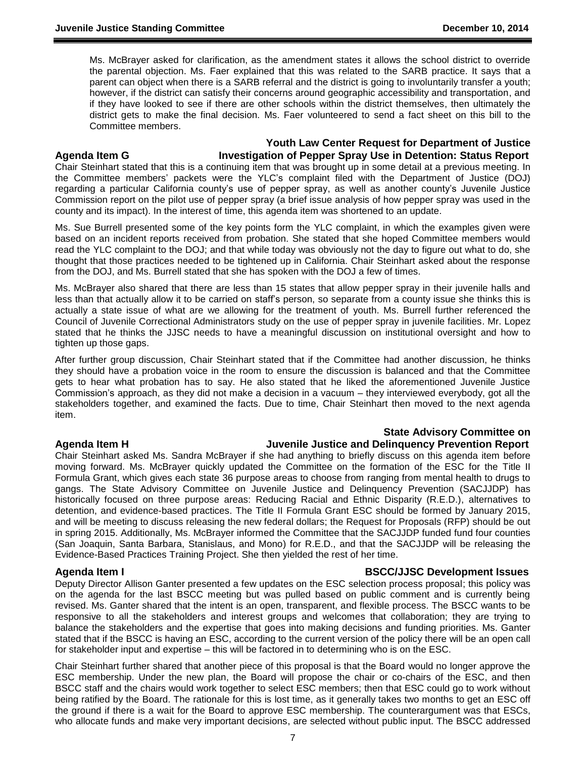Ms. McBrayer asked for clarification, as the amendment states it allows the school district to override the parental objection. Ms. Faer explained that this was related to the SARB practice. It says that a parent can object when there is a SARB referral and the district is going to involuntarily transfer a youth; however, if the district can satisfy their concerns around geographic accessibility and transportation, and if they have looked to see if there are other schools within the district themselves, then ultimately the district gets to make the final decision. Ms. Faer volunteered to send a fact sheet on this bill to the Committee members.

### Agenda Item G — Youth Law Center Request for Department of Justice Investigation of Pepper Spray Use in Detention: Status Report

Chair Steinhart stated that this is a continuing item that was brought up in some detail at a previous meeting. In the Committee members' packets were the YLC's complaint filed with the Department of Justice (DOJ) regarding a particular California county's use of pepper spray, as well as another county's Juvenile Justice Commission report on the pilot use of pepper spray (a brief issue analysis of how pepper spray was used in the county and its impact). In the interest of time, this agenda item was shortened to an update.

Ms. Sue Burrell presented some of the key points form the YLC complaint, in which the examples given were based on an incident reports received from probation. She stated that she hoped Committee members would read the YLC complaint to the DOJ; and that while today was obviously not the day to figure out what to do, she thought that those practices needed to be tightened up in California. Chair Steinhart asked about the response from the DOJ, and Ms. Burrell stated that she has spoken with the DOJ a few times.

Ms. McBrayer also shared that there are less than 15 states that allow pepper spray in their juvenile halls and less than that actually allow it to be carried on staff's person, so separate from a county issue she thinks this is actually a state issue of what are we allowing for the treatment of youth. Ms. Burrell further referenced the Council of Juvenile Correctional Administrators study on the use of pepper spray in juvenile facilities. Mr. Lopez stated that he thinks the JJSC needs to have a meaningful discussion on institutional oversight and how to tighten up those gaps.

After further group discussion, Chair Steinhart stated that if the Committee had another discussion, he thinks they should have a probation voice in the room to ensure the discussion is balanced and that the Committee gets to hear what probation has to say. He also stated that he liked the aforementioned Juvenile Justice Commission's approach, as they did not make a decision in a vacuum – they interviewed everybody, got all the stakeholders together, and examined the facts. Due to time, Chair Steinhart then moved to the next agenda item.

### Agenda Item H — State Advisory Committee on Juvenile Justice and Delinquency Prevention Report

Chair Steinhart asked Ms. Sandra McBrayer if she had anything to briefly discuss on this agenda item before moving forward. Ms. McBrayer quickly updated the Committee on the formation of the ESC for the Title II Formula Grant, which gives each state 36 purpose areas to choose from ranging from mental health to drugs to gangs. The State Advisory Committee on Juvenile Justice and Delinquency Prevention (SACJJDP) has historically focused on three purpose areas: Reducing Racial and Ethnic Disparity (R.E.D.), alternatives to detention, and evidence-based practices. The Title II Formula Grant ESC should be formed by January 2015, and will be meeting to discuss releasing the new federal dollars; the Request for Proposals (RFP) should be out in spring 2015. Additionally, Ms. McBrayer informed the Committee that the SACJJDP funded fund four counties (San Joaquin, Santa Barbara, Stanislaus, and Mono) for R.E.D., and that the SACJJDP will be releasing the Evidence-Based Practices Training Project. She then yielded the rest of her time.

### Agenda Item I — BSCC/JJSC Development Issues

Deputy Director Allison Ganter presented a few updates on the ESC selection process proposal; this policy was on the agenda for the last BSCC meeting but was pulled based on public comment and is currently being revised. Ms. Ganter shared that the intent is an open, transparent, and flexible process. The BSCC wants to be responsive to all the stakeholders and interest groups and welcomes that collaboration; they are trying to balance the stakeholders and the expertise that goes into making decisions and funding priorities. Ms. Ganter stated that if the BSCC is having an ESC, according to the current version of the policy there will be an open call for stakeholder input and expertise – this will be factored in to determining who is on the ESC.

Chair Steinhart further shared that another piece of this proposal is that the Board would no longer approve the ESC membership. Under the new plan, the Board will propose the chair or co-chairs of the ESC, and then BSCC staff and the chairs would work together to select ESC members; then that ESC could go to work without being ratified by the Board. The rationale for this is lost time, as it generally takes two months to get an ESC off the ground if there is a wait for the Board to approve ESC membership. The counterargument was that ESCs, who allocate funds and make very important decisions, are selected without public input. The BSCC addressed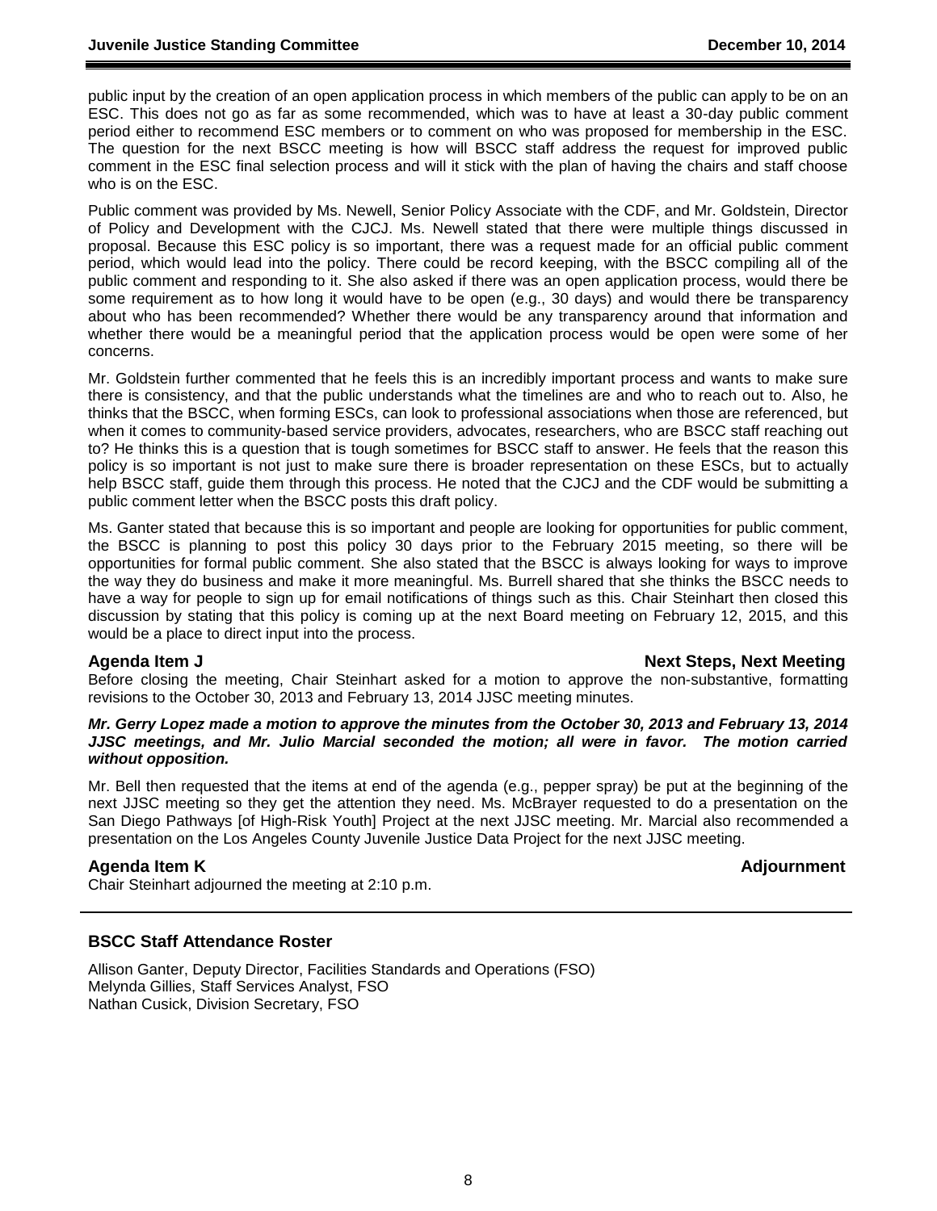public input by the creation of an open application process in which members of the public can apply to be on an ESC. This does not go as far as some recommended, which was to have at least a 30-day public comment period either to recommend ESC members or to comment on who was proposed for membership in the ESC. The question for the next BSCC meeting is how will BSCC staff address the request for improved public comment in the ESC final selection process and will it stick with the plan of having the chairs and staff choose who is on the ESC.

Public comment was provided by Ms. Newell, Senior Policy Associate with the CDF, and Mr. Goldstein, Director of Policy and Development with the CJCJ. Ms. Newell stated that there were multiple things discussed in proposal. Because this ESC policy is so important, there was a request made for an official public comment period, which would lead into the policy. There could be record keeping, with the BSCC compiling all of the public comment and responding to it. She also asked if there was an open application process, would there be some requirement as to how long it would have to be open (e.g., 30 days) and would there be transparency about who has been recommended? Whether there would be any transparency around that information and whether there would be a meaningful period that the application process would be open were some of her concerns.

Mr. Goldstein further commented that he feels this is an incredibly important process and wants to make sure there is consistency, and that the public understands what the timelines are and who to reach out to. Also, he thinks that the BSCC, when forming ESCs, can look to professional associations when those are referenced, but when it comes to community-based service providers, advocates, researchers, who are BSCC staff reaching out to? He thinks this is a question that is tough sometimes for BSCC staff to answer. He feels that the reason this policy is so important is not just to make sure there is broader representation on these ESCs, but to actually help BSCC staff, guide them through this process. He noted that the CJCJ and the CDF would be submitting a public comment letter when the BSCC posts this draft policy.

Ms. Ganter stated that because this is so important and people are looking for opportunities for public comment, the BSCC is planning to post this policy 30 days prior to the February 2015 meeting, so there will be opportunities for formal public comment. She also stated that the BSCC is always looking for ways to improve the way they do business and make it more meaningful. Ms. Burrell shared that she thinks the BSCC needs to have a way for people to sign up for email notifications of things such as this. Chair Steinhart then closed this discussion by stating that this policy is coming up at the next Board meeting on February 12, 2015, and this would be a place to direct input into the process.

**Agenda Item J — Next Steps, Next Meeting**

Before closing the meeting, Chair Steinhart asked for a motion to approve the non-substantive, formatting revisions to the October 30, 2013 and February 13, 2014 JJSC meeting minutes.

***Mr. Gerry Lopez made a motion to approve the minutes from the October 30, 2013 and February 13, 2014 JJSC meetings, and Mr. Julio Marcial seconded the motion; all were in favor. The motion carried without opposition.***

Mr. Bell then requested that the items at end of the agenda (e.g., pepper spray) be put at the beginning of the next JJSC meeting so they get the attention they need. Ms. McBrayer requested to do a presentation on the San Diego Pathways [of High-Risk Youth] Project at the next JJSC meeting. Mr. Marcial also recommended a presentation on the Los Angeles County Juvenile Justice Data Project for the next JJSC meeting.

**Agenda Item K — Adjournment**

Chair Steinhart adjourned the meeting at 2:10 p.m.

---

### BSCC Staff Attendance Roster

Allison Ganter, Deputy Director, Facilities Standards and Operations (FSO)
Melynda Gillies, Staff Services Analyst, FSO
Nathan Cusick, Division Secretary, FSO